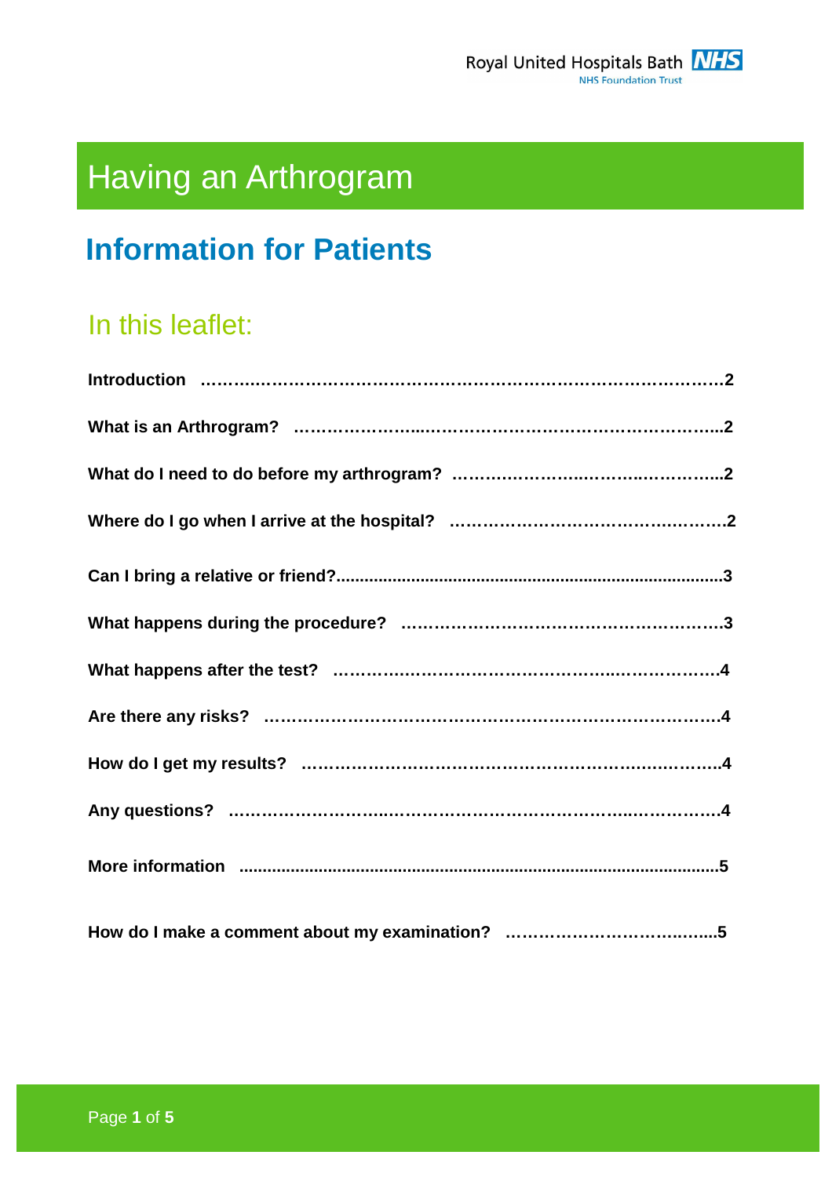Royal United Hospitals Bath NHS Foundation Trust

# Having an Arthrogram

## Information for Patients

### In this leaflet:

**Introduction ……………………………………………………………………………………2**

**What is an Arthrogram? ……………………………………………………………………..2**

**What do I need to do before my arthrogram? ………………………………………..2**

**Where do I go when I arrive at the hospital? ……………………………………………2**

**Can I bring a relative or friend?...............................................................................3**

**What happens during the procedure? …………………………………………………3**

**What happens after the test? ……………………………………………………………4**

**Are there any risks? ………………………………………………………………………4**

**How do I get my results? …………………………………………………………………4**

**Any questions? ………………………………………………………………………………4**

**More information ......................................................................................................5**

**How do I make a comment about my examination? ……………………………….....5**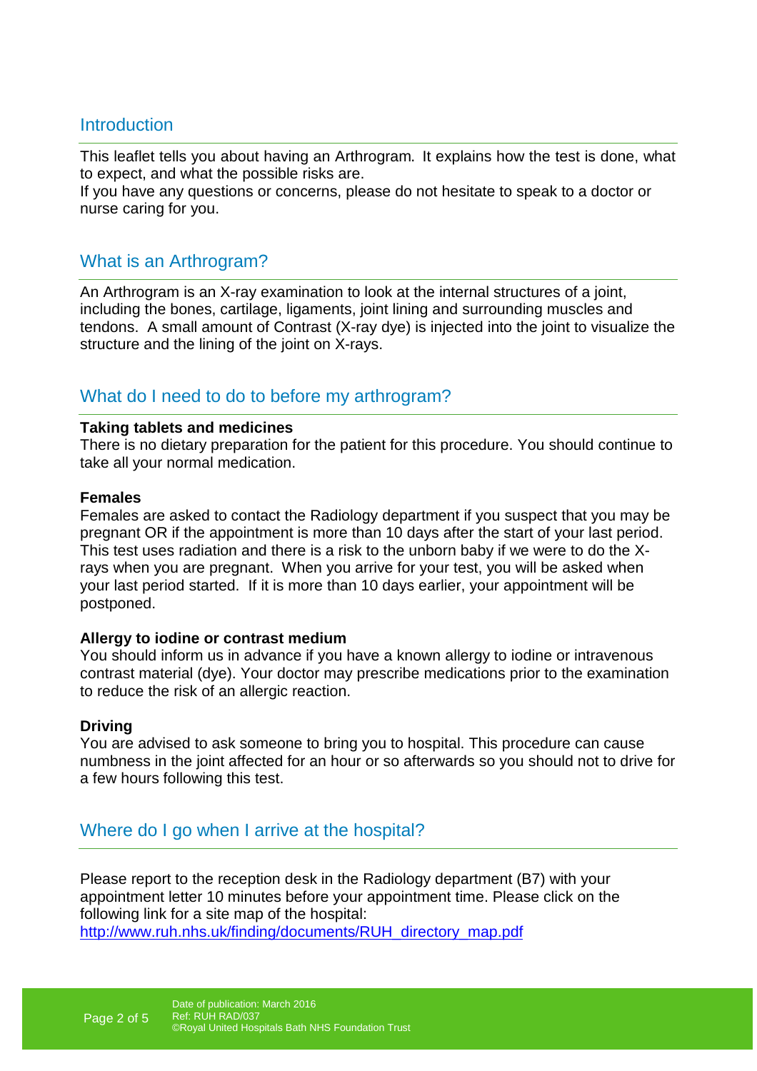## Introduction

This leaflet tells you about having an Arthrogram. It explains how the test is done, what to expect, and what the possible risks are.
If you have any questions or concerns, please do not hesitate to speak to a doctor or nurse caring for you.

## What is an Arthrogram?

An Arthrogram is an X-ray examination to look at the internal structures of a joint, including the bones, cartilage, ligaments, joint lining and surrounding muscles and tendons. A small amount of Contrast (X-ray dye) is injected into the joint to visualize the structure and the lining of the joint on X-rays.

## What do I need to do to before my arthrogram?

**Taking tablets and medicines**
There is no dietary preparation for the patient for this procedure. You should continue to take all your normal medication.

**Females**
Females are asked to contact the Radiology department if you suspect that you may be pregnant OR if the appointment is more than 10 days after the start of your last period. This test uses radiation and there is a risk to the unborn baby if we were to do the X-rays when you are pregnant. When you arrive for your test, you will be asked when your last period started. If it is more than 10 days earlier, your appointment will be postponed.

**Allergy to iodine or contrast medium**
You should inform us in advance if you have a known allergy to iodine or intravenous contrast material (dye). Your doctor may prescribe medications prior to the examination to reduce the risk of an allergic reaction.

**Driving**
You are advised to ask someone to bring you to hospital. This procedure can cause numbness in the joint affected for an hour or so afterwards so you should not to drive for a few hours following this test.

## Where do I go when I arrive at the hospital?

Please report to the reception desk in the Radiology department (B7) with your appointment letter 10 minutes before your appointment time. Please click on the following link for a site map of the hospital:
http://www.ruh.nhs.uk/finding/documents/RUH_directory_map.pdf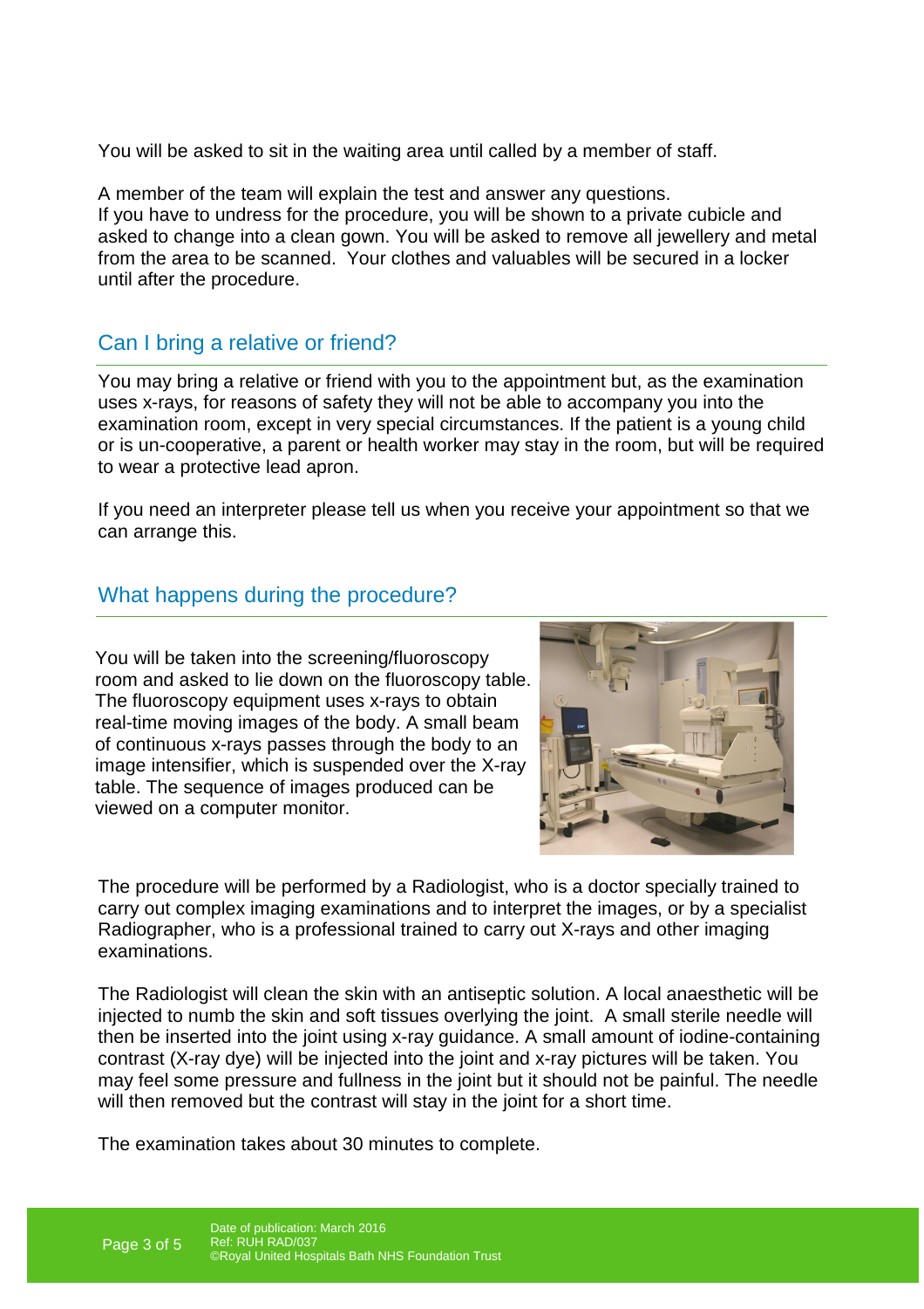You will be asked to sit in the waiting area until called by a member of staff.

A member of the team will explain the test and answer any questions.
If you have to undress for the procedure, you will be shown to a private cubicle and asked to change into a clean gown. You will be asked to remove all jewellery and metal from the area to be scanned. Your clothes and valuables will be secured in a locker until after the procedure.

## Can I bring a relative or friend?

You may bring a relative or friend with you to the appointment but, as the examination uses x-rays, for reasons of safety they will not be able to accompany you into the examination room, except in very special circumstances. If the patient is a young child or is un-cooperative, a parent or health worker may stay in the room, but will be required to wear a protective lead apron.

If you need an interpreter please tell us when you receive your appointment so that we can arrange this.

## What happens during the procedure?

You will be taken into the screening/fluoroscopy room and asked to lie down on the fluoroscopy table. The fluoroscopy equipment uses x-rays to obtain real-time moving images of the body. A small beam of continuous x-rays passes through the body to an image intensifier, which is suspended over the X-ray table. The sequence of images produced can be viewed on a computer monitor.

The procedure will be performed by a Radiologist, who is a doctor specially trained to carry out complex imaging examinations and to interpret the images, or by a specialist Radiographer, who is a professional trained to carry out X-rays and other imaging examinations.

The Radiologist will clean the skin with an antiseptic solution. A local anaesthetic will be injected to numb the skin and soft tissues overlying the joint. A small sterile needle will then be inserted into the joint using x-ray guidance. A small amount of iodine-containing contrast (X-ray dye) will be injected into the joint and x-ray pictures will be taken. You may feel some pressure and fullness in the joint but it should not be painful. The needle will then removed but the contrast will stay in the joint for a short time.

The examination takes about 30 minutes to complete.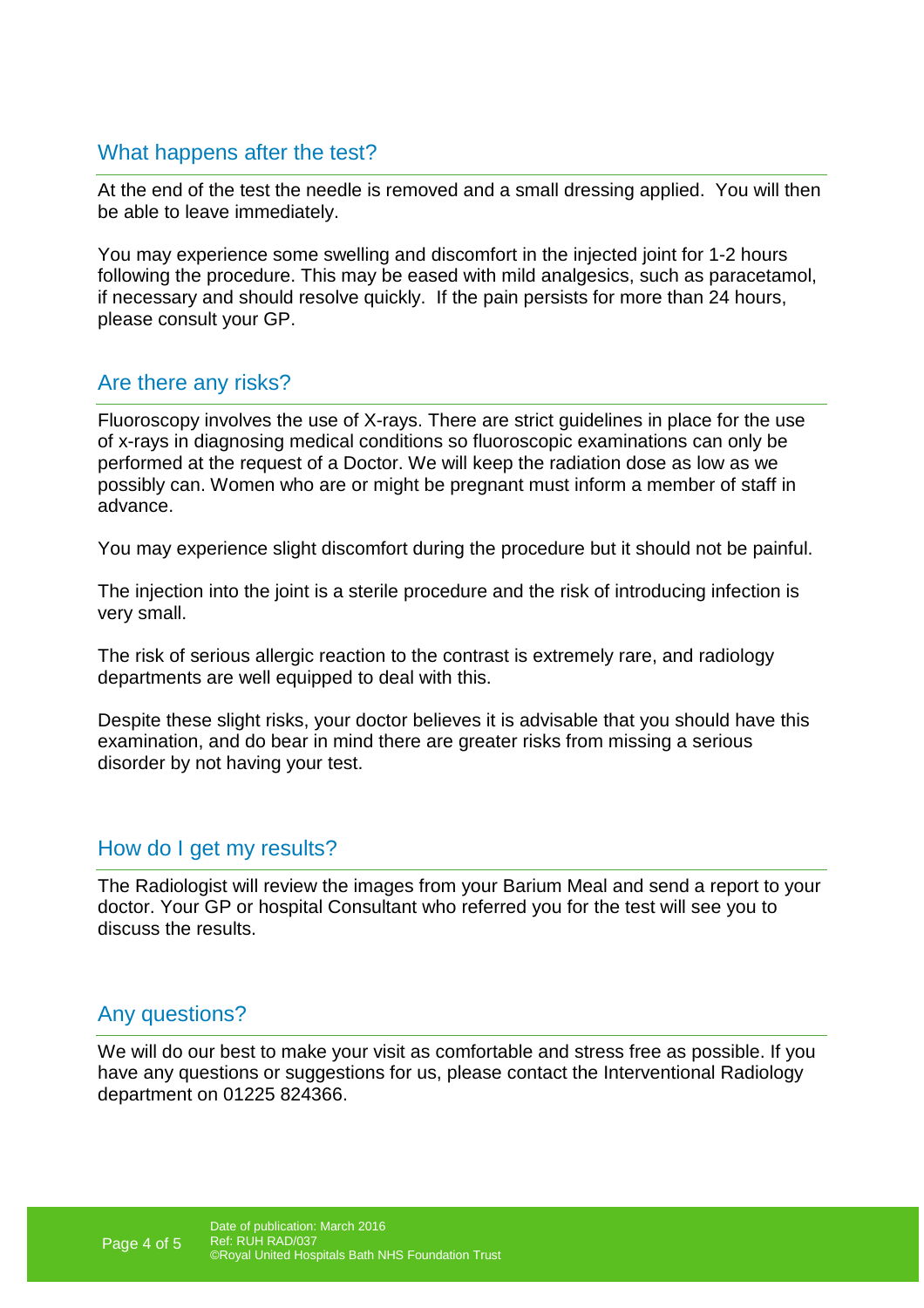## What happens after the test?

At the end of the test the needle is removed and a small dressing applied. You will then be able to leave immediately.

You may experience some swelling and discomfort in the injected joint for 1-2 hours following the procedure. This may be eased with mild analgesics, such as paracetamol, if necessary and should resolve quickly. If the pain persists for more than 24 hours, please consult your GP.

## Are there any risks?

Fluoroscopy involves the use of X-rays. There are strict guidelines in place for the use of x-rays in diagnosing medical conditions so fluoroscopic examinations can only be performed at the request of a Doctor. We will keep the radiation dose as low as we possibly can. Women who are or might be pregnant must inform a member of staff in advance.

You may experience slight discomfort during the procedure but it should not be painful.

The injection into the joint is a sterile procedure and the risk of introducing infection is very small.

The risk of serious allergic reaction to the contrast is extremely rare, and radiology departments are well equipped to deal with this.

Despite these slight risks, your doctor believes it is advisable that you should have this examination, and do bear in mind there are greater risks from missing a serious disorder by not having your test.

## How do I get my results?

The Radiologist will review the images from your Barium Meal and send a report to your doctor. Your GP or hospital Consultant who referred you for the test will see you to discuss the results.

## Any questions?

We will do our best to make your visit as comfortable and stress free as possible. If you have any questions or suggestions for us, please contact the Interventional Radiology department on 01225 824366.

Date of publication: March 2016
Ref: RUH RAD/037
©Royal United Hospitals Bath NHS Foundation Trust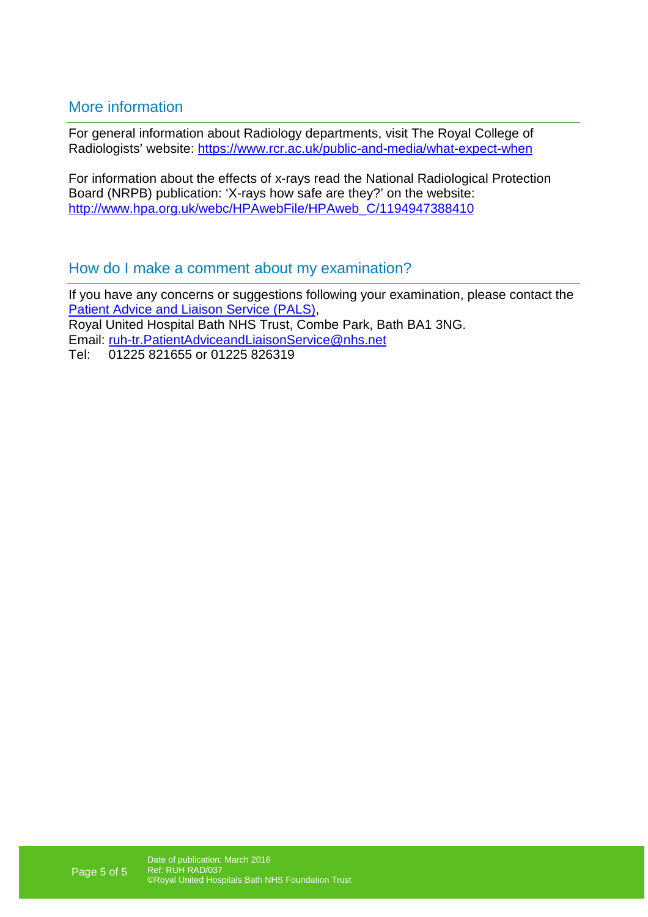## More information

For general information about Radiology departments, visit The Royal College of Radiologists' website: https://www.rcr.ac.uk/public-and-media/what-expect-when

For information about the effects of x-rays read the National Radiological Protection Board (NRPB) publication: 'X-rays how safe are they?' on the website: http://www.hpa.org.uk/webc/HPAwebFile/HPAweb_C/1194947388410

## How do I make a comment about my examination?

If you have any concerns or suggestions following your examination, please contact the Patient Advice and Liaison Service (PALS),
Royal United Hospital Bath NHS Trust, Combe Park, Bath BA1 3NG.
Email: ruh-tr.PatientAdviceandLiaisonService@nhs.net
Tel: 01225 821655 or 01225 826319

Date of publication: March 2016
Ref: RUH RAD/037
©Royal United Hospitals Bath NHS Foundation Trust